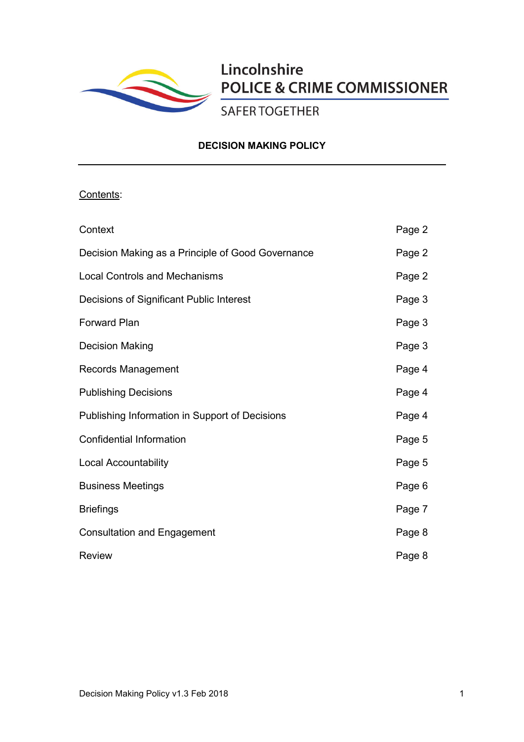Lincolnshire
POLICE & CRIME COMMISSIONER
SAFER TOGETHER

# DECISION MAKING POLICY

---

Contents:

| | |
|---|---|
| Context | Page 2 |
| Decision Making as a Principle of Good Governance | Page 2 |
| Local Controls and Mechanisms | Page 2 |
| Decisions of Significant Public Interest | Page 3 |
| Forward Plan | Page 3 |
| Decision Making | Page 3 |
| Records Management | Page 4 |
| Publishing Decisions | Page 4 |
| Publishing Information in Support of Decisions | Page 4 |
| Confidential Information | Page 5 |
| Local Accountability | Page 5 |
| Business Meetings | Page 6 |
| Briefings | Page 7 |
| Consultation and Engagement | Page 8 |
| Review | Page 8 |

Decision Making Policy v1.3 Feb 2018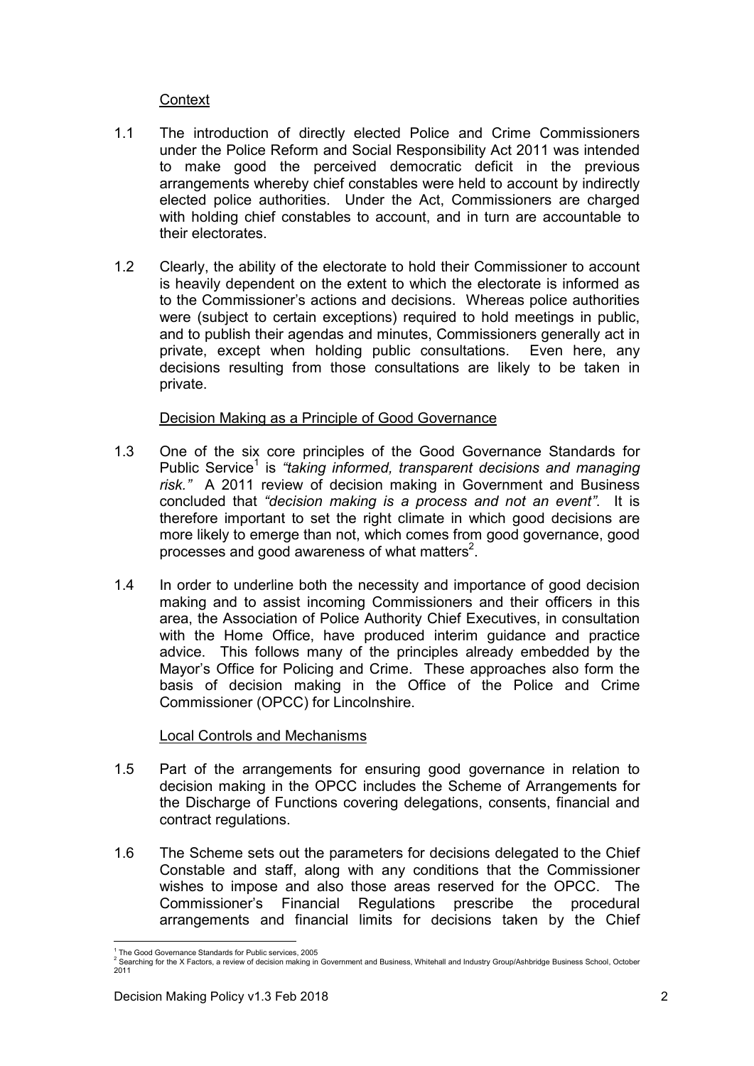Context

1.1 The introduction of directly elected Police and Crime Commissioners under the Police Reform and Social Responsibility Act 2011 was intended to make good the perceived democratic deficit in the previous arrangements whereby chief constables were held to account by indirectly elected police authorities. Under the Act, Commissioners are charged with holding chief constables to account, and in turn are accountable to their electorates.

1.2 Clearly, the ability of the electorate to hold their Commissioner to account is heavily dependent on the extent to which the electorate is informed as to the Commissioner's actions and decisions. Whereas police authorities were (subject to certain exceptions) required to hold meetings in public, and to publish their agendas and minutes, Commissioners generally act in private, except when holding public consultations. Even here, any decisions resulting from those consultations are likely to be taken in private.

Decision Making as a Principle of Good Governance

1.3 One of the six core principles of the Good Governance Standards for Public Service[1] is *"taking informed, transparent decisions and managing risk."* A 2011 review of decision making in Government and Business concluded that *"decision making is a process and not an event"*. It is therefore important to set the right climate in which good decisions are more likely to emerge than not, which comes from good governance, good processes and good awareness of what matters[2].

1.4 In order to underline both the necessity and importance of good decision making and to assist incoming Commissioners and their officers in this area, the Association of Police Authority Chief Executives, in consultation with the Home Office, have produced interim guidance and practice advice. This follows many of the principles already embedded by the Mayor's Office for Policing and Crime. These approaches also form the basis of decision making in the Office of the Police and Crime Commissioner (OPCC) for Lincolnshire.

Local Controls and Mechanisms

1.5 Part of the arrangements for ensuring good governance in relation to decision making in the OPCC includes the Scheme of Arrangements for the Discharge of Functions covering delegations, consents, financial and contract regulations.

1.6 The Scheme sets out the parameters for decisions delegated to the Chief Constable and staff, along with any conditions that the Commissioner wishes to impose and also those areas reserved for the OPCC. The Commissioner's Financial Regulations prescribe the procedural arrangements and financial limits for decisions taken by the Chief

[1] The Good Governance Standards for Public services, 2005

[2] Searching for the X Factors, a review of decision making in Government and Business, Whitehall and Industry Group/Ashbridge Business School, October 2011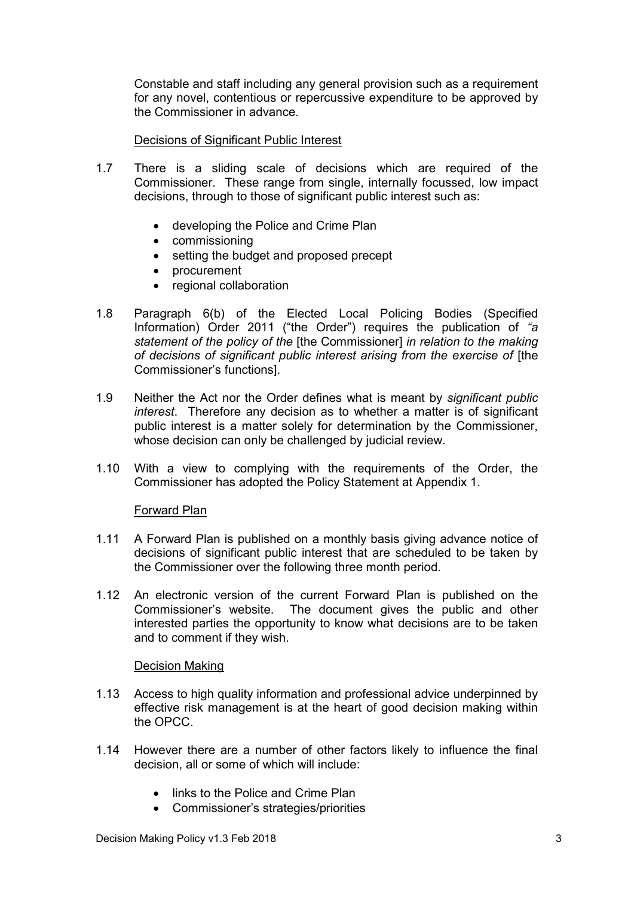Constable and staff including any general provision such as a requirement for any novel, contentious or repercussive expenditure to be approved by the Commissioner in advance.

<u>Decisions of Significant Public Interest</u>

1.7 There is a sliding scale of decisions which are required of the Commissioner. These range from single, internally focussed, low impact decisions, through to those of significant public interest such as:

- developing the Police and Crime Plan
- commissioning
- setting the budget and proposed precept
- procurement
- regional collaboration

1.8 Paragraph 6(b) of the Elected Local Policing Bodies (Specified Information) Order 2011 ("the Order") requires the publication of *"a statement of the policy of the* [the Commissioner] *in relation to the making of decisions of significant public interest arising from the exercise of* [the Commissioner's functions].

1.9 Neither the Act nor the Order defines what is meant by *significant public interest*. Therefore any decision as to whether a matter is of significant public interest is a matter solely for determination by the Commissioner, whose decision can only be challenged by judicial review.

1.10 With a view to complying with the requirements of the Order, the Commissioner has adopted the Policy Statement at Appendix 1.

<u>Forward Plan</u>

1.11 A Forward Plan is published on a monthly basis giving advance notice of decisions of significant public interest that are scheduled to be taken by the Commissioner over the following three month period.

1.12 An electronic version of the current Forward Plan is published on the Commissioner's website. The document gives the public and other interested parties the opportunity to know what decisions are to be taken and to comment if they wish.

<u>Decision Making</u>

1.13 Access to high quality information and professional advice underpinned by effective risk management is at the heart of good decision making within the OPCC.

1.14 However there are a number of other factors likely to influence the final decision, all or some of which will include:

- links to the Police and Crime Plan
- Commissioner's strategies/priorities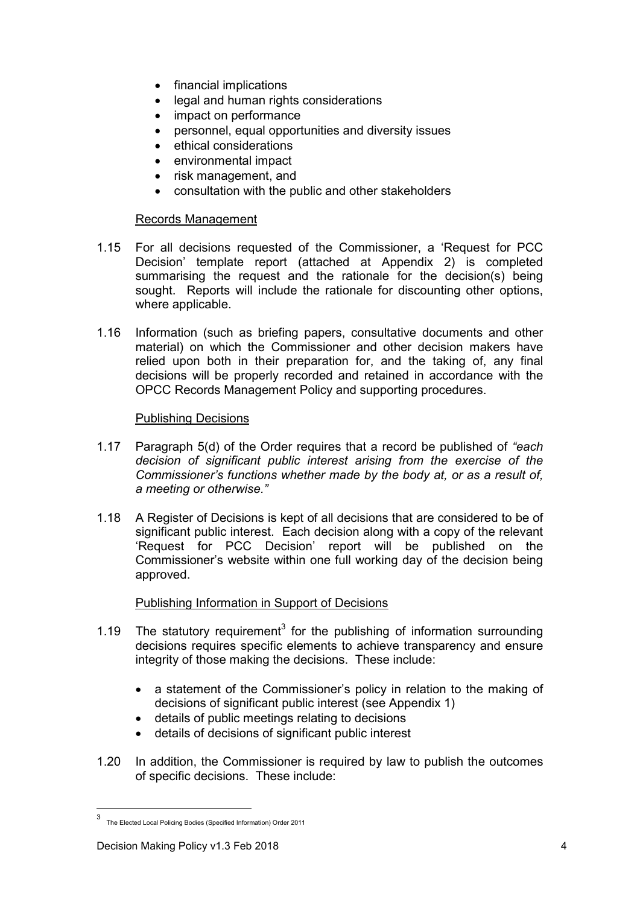- financial implications
- legal and human rights considerations
- impact on performance
- personnel, equal opportunities and diversity issues
- ethical considerations
- environmental impact
- risk management, and
- consultation with the public and other stakeholders

Records Management

1.15 For all decisions requested of the Commissioner, a 'Request for PCC Decision' template report (attached at Appendix 2) is completed summarising the request and the rationale for the decision(s) being sought. Reports will include the rationale for discounting other options, where applicable.

1.16 Information (such as briefing papers, consultative documents and other material) on which the Commissioner and other decision makers have relied upon both in their preparation for, and the taking of, any final decisions will be properly recorded and retained in accordance with the OPCC Records Management Policy and supporting procedures.

Publishing Decisions

1.17 Paragraph 5(d) of the Order requires that a record be published of *"each decision of significant public interest arising from the exercise of the Commissioner's functions whether made by the body at, or as a result of, a meeting or otherwise."*

1.18 A Register of Decisions is kept of all decisions that are considered to be of significant public interest. Each decision along with a copy of the relevant 'Request for PCC Decision' report will be published on the Commissioner's website within one full working day of the decision being approved.

Publishing Information in Support of Decisions

1.19 The statutory requirement[3] for the publishing of information surrounding decisions requires specific elements to achieve transparency and ensure integrity of those making the decisions. These include:

- a statement of the Commissioner's policy in relation to the making of decisions of significant public interest (see Appendix 1)
- details of public meetings relating to decisions
- details of decisions of significant public interest

1.20 In addition, the Commissioner is required by law to publish the outcomes of specific decisions. These include:

[3] The Elected Local Policing Bodies (Specified Information) Order 2011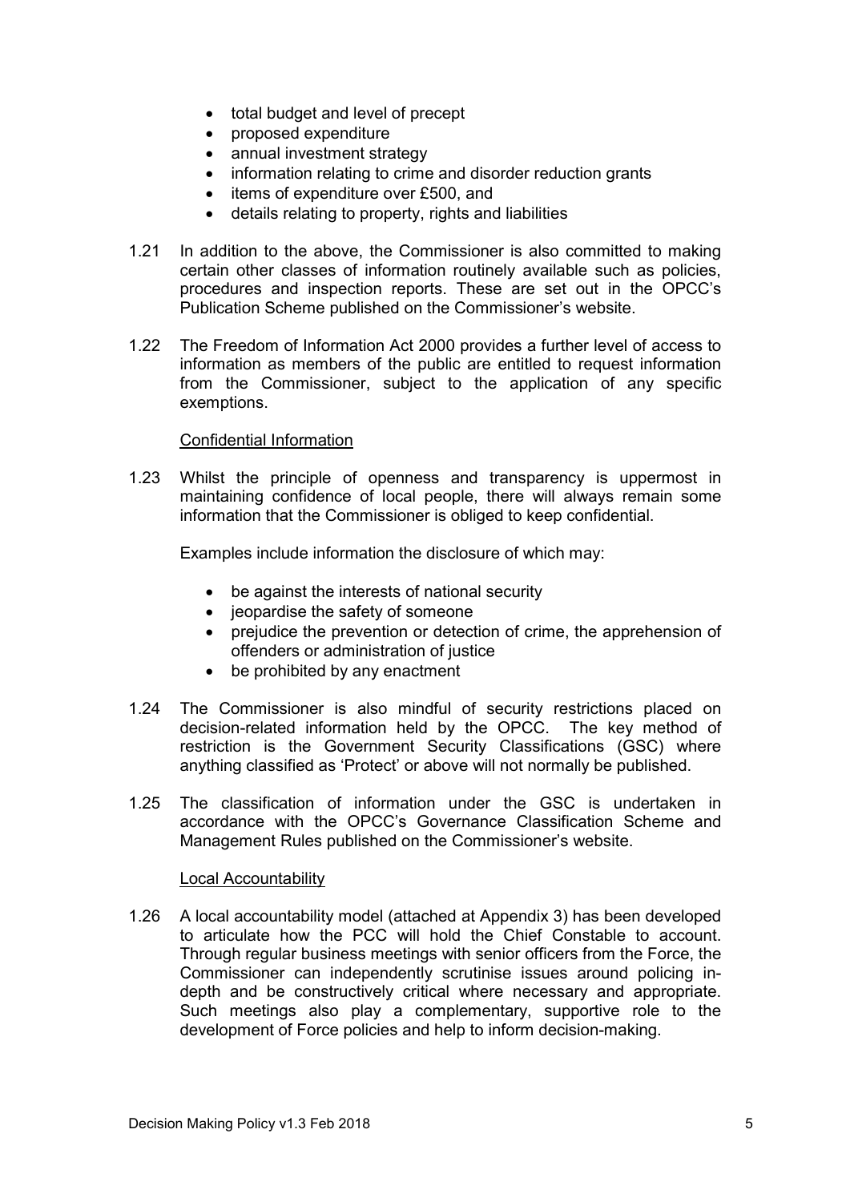- total budget and level of precept
- proposed expenditure
- annual investment strategy
- information relating to crime and disorder reduction grants
- items of expenditure over £500, and
- details relating to property, rights and liabilities

1.21 In addition to the above, the Commissioner is also committed to making certain other classes of information routinely available such as policies, procedures and inspection reports. These are set out in the OPCC's Publication Scheme published on the Commissioner's website.

1.22 The Freedom of Information Act 2000 provides a further level of access to information as members of the public are entitled to request information from the Commissioner, subject to the application of any specific exemptions.

<u>Confidential Information</u>

1.23 Whilst the principle of openness and transparency is uppermost in maintaining confidence of local people, there will always remain some information that the Commissioner is obliged to keep confidential.

Examples include information the disclosure of which may:

- be against the interests of national security
- jeopardise the safety of someone
- prejudice the prevention or detection of crime, the apprehension of offenders or administration of justice
- be prohibited by any enactment

1.24 The Commissioner is also mindful of security restrictions placed on decision-related information held by the OPCC. The key method of restriction is the Government Security Classifications (GSC) where anything classified as 'Protect' or above will not normally be published.

1.25 The classification of information under the GSC is undertaken in accordance with the OPCC's Governance Classification Scheme and Management Rules published on the Commissioner's website.

<u>Local Accountability</u>

1.26 A local accountability model (attached at Appendix 3) has been developed to articulate how the PCC will hold the Chief Constable to account. Through regular business meetings with senior officers from the Force, the Commissioner can independently scrutinise issues around policing in-depth and be constructively critical where necessary and appropriate. Such meetings also play a complementary, supportive role to the development of Force policies and help to inform decision-making.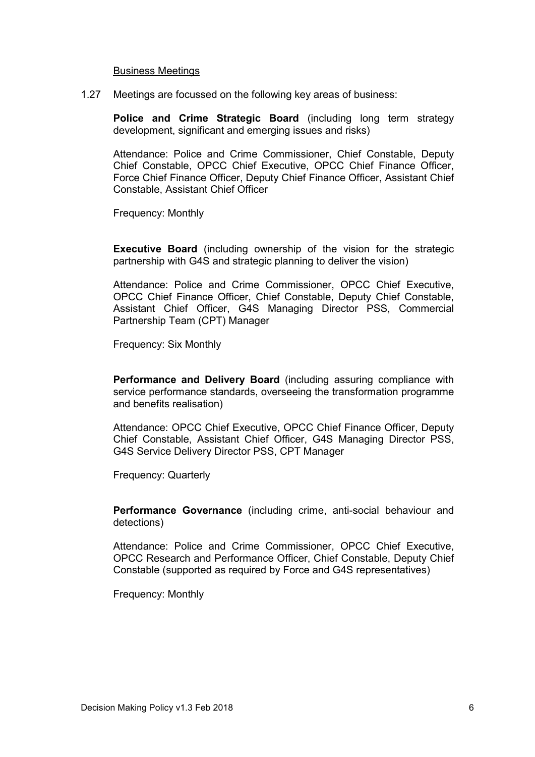<u>Business Meetings</u>

1.27 Meetings are focussed on the following key areas of business:

**Police and Crime Strategic Board** (including long term strategy development, significant and emerging issues and risks)

Attendance: Police and Crime Commissioner, Chief Constable, Deputy Chief Constable, OPCC Chief Executive, OPCC Chief Finance Officer, Force Chief Finance Officer, Deputy Chief Finance Officer, Assistant Chief Constable, Assistant Chief Officer

Frequency: Monthly

**Executive Board** (including ownership of the vision for the strategic partnership with G4S and strategic planning to deliver the vision)

Attendance: Police and Crime Commissioner, OPCC Chief Executive, OPCC Chief Finance Officer, Chief Constable, Deputy Chief Constable, Assistant Chief Officer, G4S Managing Director PSS, Commercial Partnership Team (CPT) Manager

Frequency: Six Monthly

**Performance and Delivery Board** (including assuring compliance with service performance standards, overseeing the transformation programme and benefits realisation)

Attendance: OPCC Chief Executive, OPCC Chief Finance Officer, Deputy Chief Constable, Assistant Chief Officer, G4S Managing Director PSS, G4S Service Delivery Director PSS, CPT Manager

Frequency: Quarterly

**Performance Governance** (including crime, anti-social behaviour and detections)

Attendance: Police and Crime Commissioner, OPCC Chief Executive, OPCC Research and Performance Officer, Chief Constable, Deputy Chief Constable (supported as required by Force and G4S representatives)

Frequency: Monthly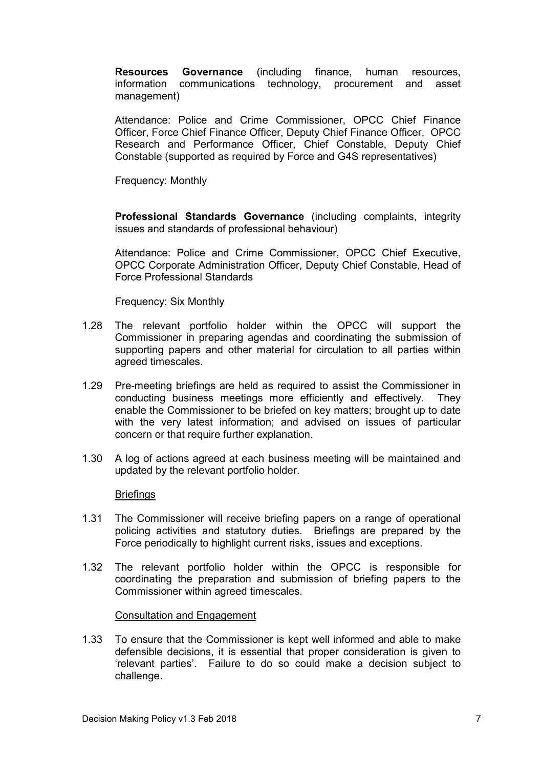**Resources Governance** (including finance, human resources, information communications technology, procurement and asset management)

Attendance: Police and Crime Commissioner, OPCC Chief Finance Officer, Force Chief Finance Officer, Deputy Chief Finance Officer, OPCC Research and Performance Officer, Chief Constable, Deputy Chief Constable (supported as required by Force and G4S representatives)

Frequency: Monthly

**Professional Standards Governance** (including complaints, integrity issues and standards of professional behaviour)

Attendance: Police and Crime Commissioner, OPCC Chief Executive, OPCC Corporate Administration Officer, Deputy Chief Constable, Head of Force Professional Standards

Frequency: Six Monthly

1.28 The relevant portfolio holder within the OPCC will support the Commissioner in preparing agendas and coordinating the submission of supporting papers and other material for circulation to all parties within agreed timescales.

1.29 Pre-meeting briefings are held as required to assist the Commissioner in conducting business meetings more efficiently and effectively. They enable the Commissioner to be briefed on key matters; brought up to date with the very latest information; and advised on issues of particular concern or that require further explanation.

1.30 A log of actions agreed at each business meeting will be maintained and updated by the relevant portfolio holder.

<u>Briefings</u>

1.31 The Commissioner will receive briefing papers on a range of operational policing activities and statutory duties. Briefings are prepared by the Force periodically to highlight current risks, issues and exceptions.

1.32 The relevant portfolio holder within the OPCC is responsible for coordinating the preparation and submission of briefing papers to the Commissioner within agreed timescales.

<u>Consultation and Engagement</u>

1.33 To ensure that the Commissioner is kept well informed and able to make defensible decisions, it is essential that proper consideration is given to 'relevant parties'. Failure to do so could make a decision subject to challenge.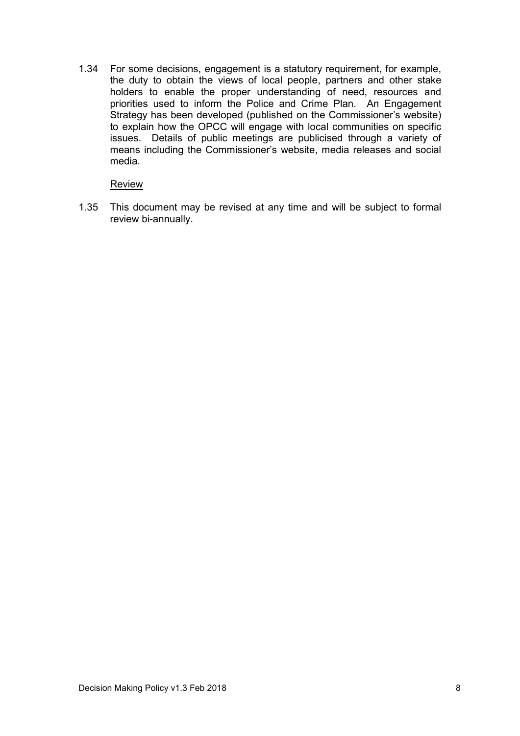1.34 For some decisions, engagement is a statutory requirement, for example, the duty to obtain the views of local people, partners and other stake holders to enable the proper understanding of need, resources and priorities used to inform the Police and Crime Plan. An Engagement Strategy has been developed (published on the Commissioner's website) to explain how the OPCC will engage with local communities on specific issues. Details of public meetings are publicised through a variety of means including the Commissioner's website, media releases and social media.

<u>Review</u>

1.35 This document may be revised at any time and will be subject to formal review bi-annually.